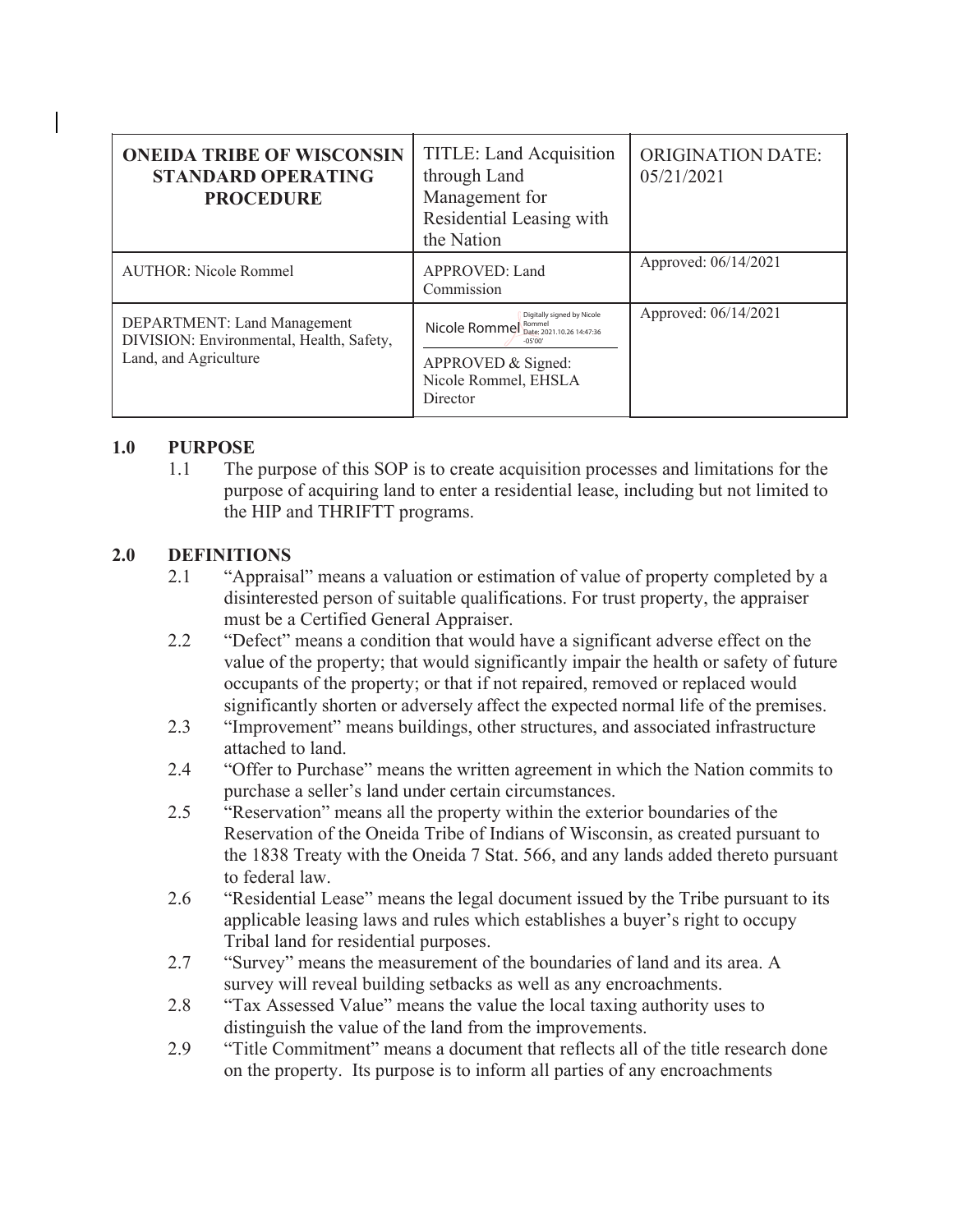| ONEIDA TRIBE OF WISCONSIN STANDARD OPERATING PROCEDURE | TITLE: Land Acquisition through Land Management for Residential Leasing with the Nation | ORIGINATION DATE: 05/21/2021 |
| --- | --- | --- |
| AUTHOR: Nicole Rommel | APPROVED: Land Commission | Approved: 06/14/2021 |
| DEPARTMENT: Land Management DIVISION: Environmental, Health, Safety, Land, and Agriculture | Nicole Rommel Digitally signed by Nicole Rommel Date: 2021.10.26 14:47:36 -05'00' APPROVED & Signed: Nicole Rommel, EHSLA Director | Approved: 06/14/2021 |

## 1.0 PURPOSE

1.1 The purpose of this SOP is to create acquisition processes and limitations for the purpose of acquiring land to enter a residential lease, including but not limited to the HIP and THRIFTT programs.

## 2.0 DEFINITIONS

2.1 "Appraisal" means a valuation or estimation of value of property completed by a disinterested person of suitable qualifications. For trust property, the appraiser must be a Certified General Appraiser.

2.2 "Defect" means a condition that would have a significant adverse effect on the value of the property; that would significantly impair the health or safety of future occupants of the property; or that if not repaired, removed or replaced would significantly shorten or adversely affect the expected normal life of the premises.

2.3 "Improvement" means buildings, other structures, and associated infrastructure attached to land.

2.4 "Offer to Purchase" means the written agreement in which the Nation commits to purchase a seller's land under certain circumstances.

2.5 "Reservation" means all the property within the exterior boundaries of the Reservation of the Oneida Tribe of Indians of Wisconsin, as created pursuant to the 1838 Treaty with the Oneida 7 Stat. 566, and any lands added thereto pursuant to federal law.

2.6 "Residential Lease" means the legal document issued by the Tribe pursuant to its applicable leasing laws and rules which establishes a buyer's right to occupy Tribal land for residential purposes.

2.7 "Survey" means the measurement of the boundaries of land and its area. A survey will reveal building setbacks as well as any encroachments.

2.8 "Tax Assessed Value" means the value the local taxing authority uses to distinguish the value of the land from the improvements.

2.9 "Title Commitment" means a document that reflects all of the title research done on the property. Its purpose is to inform all parties of any encroachments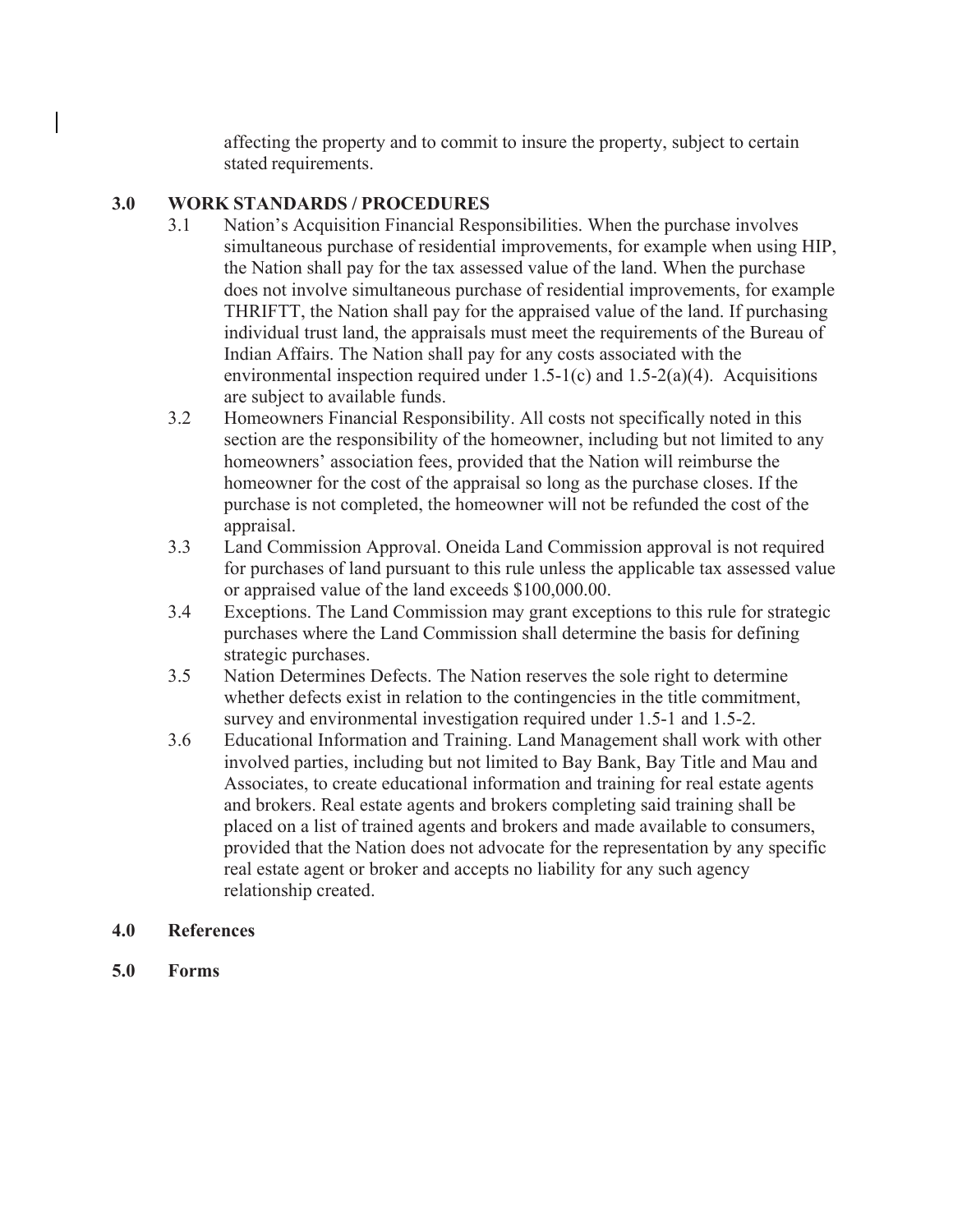affecting the property and to commit to insure the property, subject to certain stated requirements.

## 3.0 WORK STANDARDS / PROCEDURES

3.1 Nation's Acquisition Financial Responsibilities. When the purchase involves simultaneous purchase of residential improvements, for example when using HIP, the Nation shall pay for the tax assessed value of the land. When the purchase does not involve simultaneous purchase of residential improvements, for example THRIFTT, the Nation shall pay for the appraised value of the land. If purchasing individual trust land, the appraisals must meet the requirements of the Bureau of Indian Affairs. The Nation shall pay for any costs associated with the environmental inspection required under 1.5-1(c) and 1.5-2(a)(4). Acquisitions are subject to available funds.

3.2 Homeowners Financial Responsibility. All costs not specifically noted in this section are the responsibility of the homeowner, including but not limited to any homeowners' association fees, provided that the Nation will reimburse the homeowner for the cost of the appraisal so long as the purchase closes. If the purchase is not completed, the homeowner will not be refunded the cost of the appraisal.

3.3 Land Commission Approval. Oneida Land Commission approval is not required for purchases of land pursuant to this rule unless the applicable tax assessed value or appraised value of the land exceeds $100,000.00.

3.4 Exceptions. The Land Commission may grant exceptions to this rule for strategic purchases where the Land Commission shall determine the basis for defining strategic purchases.

3.5 Nation Determines Defects. The Nation reserves the sole right to determine whether defects exist in relation to the contingencies in the title commitment, survey and environmental investigation required under 1.5-1 and 1.5-2.

3.6 Educational Information and Training. Land Management shall work with other involved parties, including but not limited to Bay Bank, Bay Title and Mau and Associates, to create educational information and training for real estate agents and brokers. Real estate agents and brokers completing said training shall be placed on a list of trained agents and brokers and made available to consumers, provided that the Nation does not advocate for the representation by any specific real estate agent or broker and accepts no liability for any such agency relationship created.

## 4.0 References

## 5.0 Forms